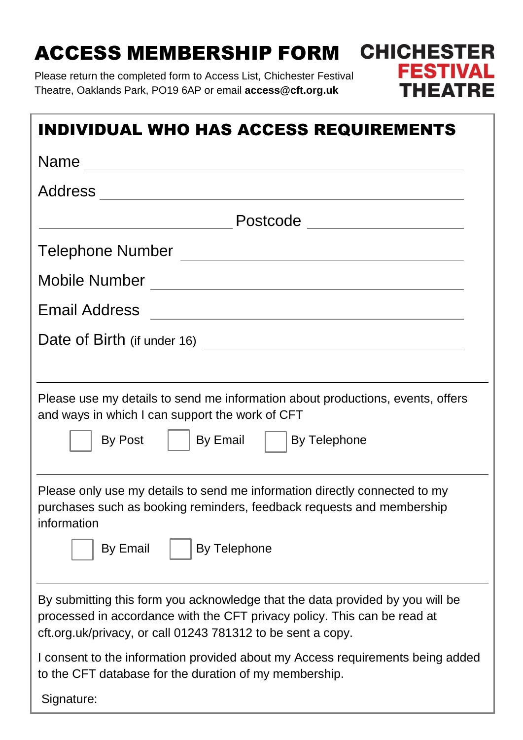# ACCESS MEMBERSHIP FORM

**CHICHESTER FESTIVAL THEATRE**

Please return the completed form to Access List, Chichester Festival Theatre, Oaklands Park, PO19 6AP or email **access@cft.org.uk**

## INDIVIDUAL WHO HAS ACCESS REQUIREMENTS

Name ____________________________________________

Address __________________________________________

____________________________ Postcode _______________

Telephone Number ___________________________________

Mobile Number _____________________________________

Email Address ______________________________________

Date of Birth (if under 16) ____________________________

---

Please use my details to send me information about productions, events, offers and ways in which I can support the work of CFT

☐ By Post ☐ By Email ☐ By Telephone

---

Please only use my details to send me information directly connected to my purchases such as booking reminders, feedback requests and membership information

☐ By Email ☐ By Telephone

---

By submitting this form you acknowledge that the data provided by you will be processed in accordance with the CFT privacy policy. This can be read at cft.org.uk/privacy, or call 01243 781312 to be sent a copy.

I consent to the information provided about my Access requirements being added to the CFT database for the duration of my membership.

Signature: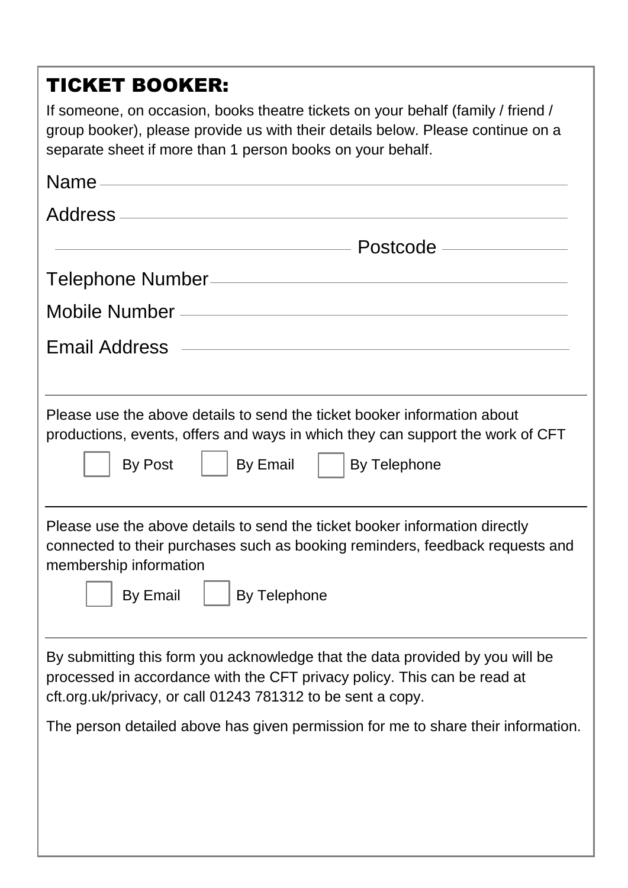## TICKET BOOKER:

If someone, on occasion, books theatre tickets on your behalf (family / friend / group booker), please provide us with their details below. Please continue on a separate sheet if more than 1 person books on your behalf.

Name ______________________________________________

Address ____________________________________________

______________________________ Postcode _______________

Telephone Number ____________________________________

Mobile Number _______________________________________

Email Address _______________________________________

---

Please use the above details to send the ticket booker information about productions, events, offers and ways in which they can support the work of CFT

☐ By Post ☐ By Email ☐ By Telephone

---

Please use the above details to send the ticket booker information directly connected to their purchases such as booking reminders, feedback requests and membership information

☐ By Email ☐ By Telephone

---

By submitting this form you acknowledge that the data provided by you will be processed in accordance with the CFT privacy policy. This can be read at cft.org.uk/privacy, or call 01243 781312 to be sent a copy.

The person detailed above has given permission for me to share their information.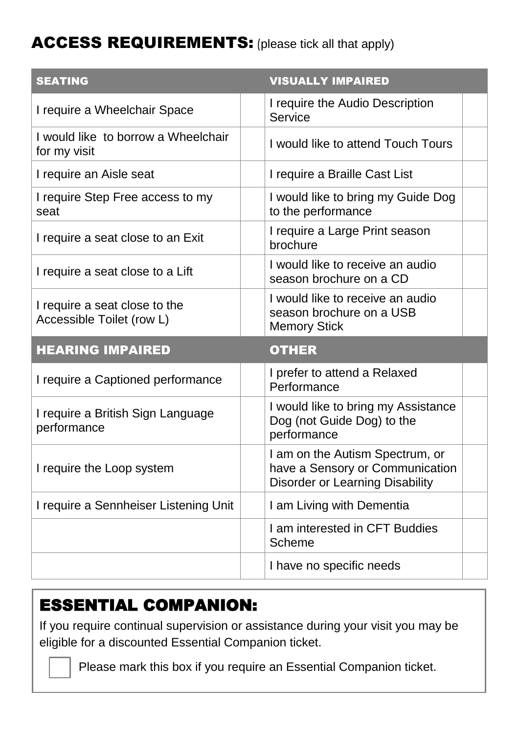## ACCESS REQUIREMENTS: (please tick all that apply)

| SEATING | | VISUALLY IMPAIRED | |
|---|---|---|---|
| I require a Wheelchair Space | | I require the Audio Description Service | |
| I would like to borrow a Wheelchair for my visit | | I would like to attend Touch Tours | |
| I require an Aisle seat | | I require a Braille Cast List | |
| I require Step Free access to my seat | | I would like to bring my Guide Dog to the performance | |
| I require a seat close to an Exit | | I require a Large Print season brochure | |
| I require a seat close to a Lift | | I would like to receive an audio season brochure on a CD | |
| I require a seat close to the Accessible Toilet (row L) | | I would like to receive an audio season brochure on a USB Memory Stick | |
| **HEARING IMPAIRED** | | **OTHER** | |
| I require a Captioned performance | | I prefer to attend a Relaxed Performance | |
| I require a British Sign Language performance | | I would like to bring my Assistance Dog (not Guide Dog) to the performance | |
| I require the Loop system | | I am on the Autism Spectrum, or have a Sensory or Communication Disorder or Learning Disability | |
| I require a Sennheiser Listening Unit | | I am Living with Dementia | |
| | | I am interested in CFT Buddies Scheme | |
| | | I have no specific needs | |

## ESSENTIAL COMPANION:

If you require continual supervision or assistance during your visit you may be eligible for a discounted Essential Companion ticket.

☐ Please mark this box if you require an Essential Companion ticket.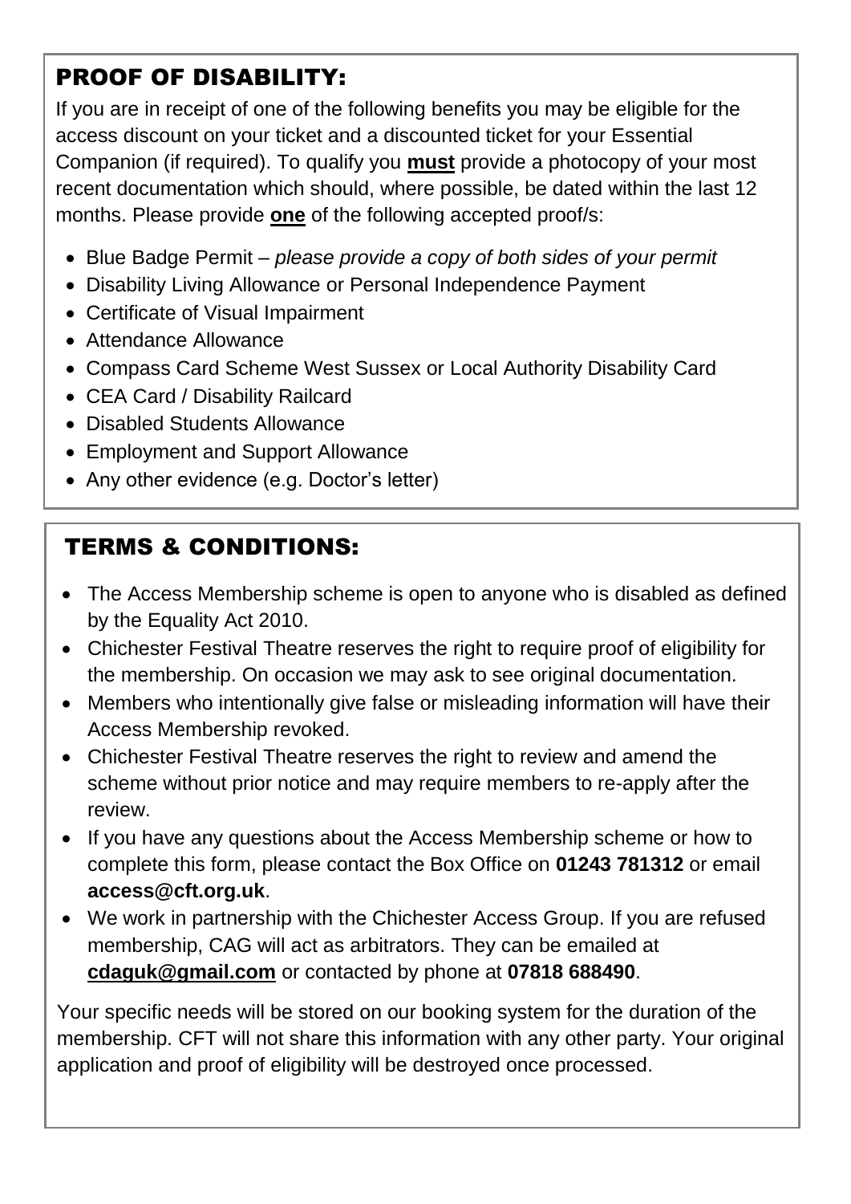## PROOF OF DISABILITY:

If you are in receipt of one of the following benefits you may be eligible for the access discount on your ticket and a discounted ticket for your Essential Companion (if required). To qualify you **must** provide a photocopy of your most recent documentation which should, where possible, be dated within the last 12 months. Please provide **one** of the following accepted proof/s:

- Blue Badge Permit – *please provide a copy of both sides of your permit*
- Disability Living Allowance or Personal Independence Payment
- Certificate of Visual Impairment
- Attendance Allowance
- Compass Card Scheme West Sussex or Local Authority Disability Card
- CEA Card / Disability Railcard
- Disabled Students Allowance
- Employment and Support Allowance
- Any other evidence (e.g. Doctor's letter)

## TERMS & CONDITIONS:

- The Access Membership scheme is open to anyone who is disabled as defined by the Equality Act 2010.
- Chichester Festival Theatre reserves the right to require proof of eligibility for the membership. On occasion we may ask to see original documentation.
- Members who intentionally give false or misleading information will have their Access Membership revoked.
- Chichester Festival Theatre reserves the right to review and amend the scheme without prior notice and may require members to re-apply after the review.
- If you have any questions about the Access Membership scheme or how to complete this form, please contact the Box Office on **01243 781312** or email **access@cft.org.uk**.
- We work in partnership with the Chichester Access Group. If you are refused membership, CAG will act as arbitrators. They can be emailed at **cdaguk@gmail.com** or contacted by phone at **07818 688490**.

Your specific needs will be stored on our booking system for the duration of the membership. CFT will not share this information with any other party. Your original application and proof of eligibility will be destroyed once processed.